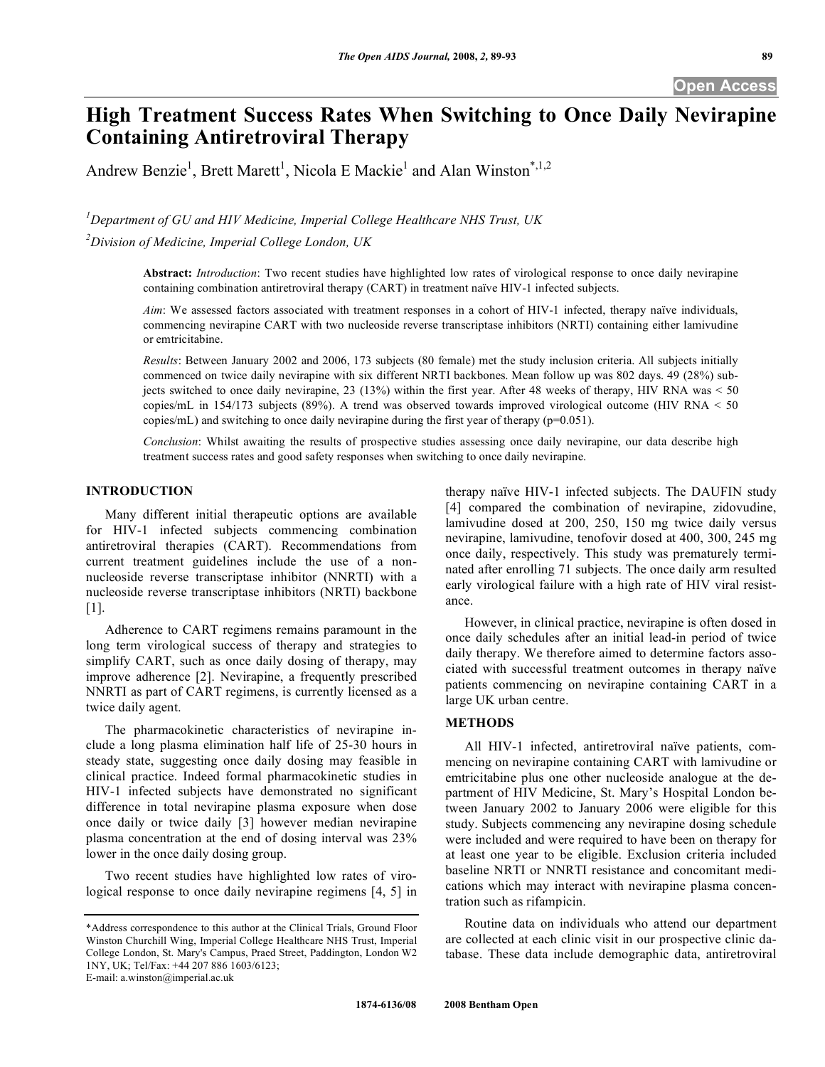# High Treatment Success Rates When Switching to Once Daily Nevirapine Containing Antiretroviral Therapy

Andrew Benzie[1], Brett Marett[1], Nicola E Mackie[1] and Alan Winston*[,1,2]

[1]*Department of GU and HIV Medicine, Imperial College Healthcare NHS Trust, UK*

[2]*Division of Medicine, Imperial College London, UK*

**Abstract:** *Introduction*: Two recent studies have highlighted low rates of virological response to once daily nevirapine containing combination antiretroviral therapy (CART) in treatment naïve HIV-1 infected subjects.

*Aim*: We assessed factors associated with treatment responses in a cohort of HIV-1 infected, therapy naïve individuals, commencing nevirapine CART with two nucleoside reverse transcriptase inhibitors (NRTI) containing either lamivudine or emtricitabine.

*Results*: Between January 2002 and 2006, 173 subjects (80 female) met the study inclusion criteria. All subjects initially commenced on twice daily nevirapine with six different NRTI backbones. Mean follow up was 802 days. 49 (28%) subjects switched to once daily nevirapine, 23 (13%) within the first year. After 48 weeks of therapy, HIV RNA was < 50 copies/mL in 154/173 subjects (89%). A trend was observed towards improved virological outcome (HIV RNA < 50 copies/mL) and switching to once daily nevirapine during the first year of therapy (p=0.051).

*Conclusion*: Whilst awaiting the results of prospective studies assessing once daily nevirapine, our data describe high treatment success rates and good safety responses when switching to once daily nevirapine.

## INTRODUCTION

Many different initial therapeutic options are available for HIV-1 infected subjects commencing combination antiretroviral therapies (CART). Recommendations from current treatment guidelines include the use of a non-nucleoside reverse transcriptase inhibitor (NNRTI) with a nucleoside reverse transcriptase inhibitors (NRTI) backbone [1].

Adherence to CART regimens remains paramount in the long term virological success of therapy and strategies to simplify CART, such as once daily dosing of therapy, may improve adherence [2]. Nevirapine, a frequently prescribed NNRTI as part of CART regimens, is currently licensed as a twice daily agent.

The pharmacokinetic characteristics of nevirapine include a long plasma elimination half life of 25-30 hours in steady state, suggesting once daily dosing may feasible in clinical practice. Indeed formal pharmacokinetic studies in HIV-1 infected subjects have demonstrated no significant difference in total nevirapine plasma exposure when dose once daily or twice daily [3] however median nevirapine plasma concentration at the end of dosing interval was 23% lower in the once daily dosing group.

Two recent studies have highlighted low rates of virological response to once daily nevirapine regimens [4, 5] in therapy naïve HIV-1 infected subjects. The DAUFIN study [4] compared the combination of nevirapine, zidovudine, lamivudine dosed at 200, 250, 150 mg twice daily versus nevirapine, lamivudine, tenofovir dosed at 400, 300, 245 mg once daily, respectively. This study was prematurely terminated after enrolling 71 subjects. The once daily arm resulted early virological failure with a high rate of HIV viral resistance.

However, in clinical practice, nevirapine is often dosed in once daily schedules after an initial lead-in period of twice daily therapy. We therefore aimed to determine factors associated with successful treatment outcomes in therapy naïve patients commencing on nevirapine containing CART in a large UK urban centre.

## METHODS

All HIV-1 infected, antiretroviral naïve patients, commencing on nevirapine containing CART with lamivudine or emtricitabine plus one other nucleoside analogue at the department of HIV Medicine, St. Mary's Hospital London between January 2002 to January 2006 were eligible for this study. Subjects commencing any nevirapine dosing schedule were included and were required to have been on therapy for at least one year to be eligible. Exclusion criteria included baseline NRTI or NNRTI resistance and concomitant medications which may interact with nevirapine plasma concentration such as rifampicin.

Routine data on individuals who attend our department are collected at each clinic visit in our prospective clinic database. These data include demographic data, antiretroviral

*Address correspondence to this author at the Clinical Trials, Ground Floor Winston Churchill Wing, Imperial College Healthcare NHS Trust, Imperial College London, St. Mary's Campus, Praed Street, Paddington, London W2 1NY, UK; Tel/Fax: +44 207 886 1603/6123; E-mail: a.winston@imperial.ac.uk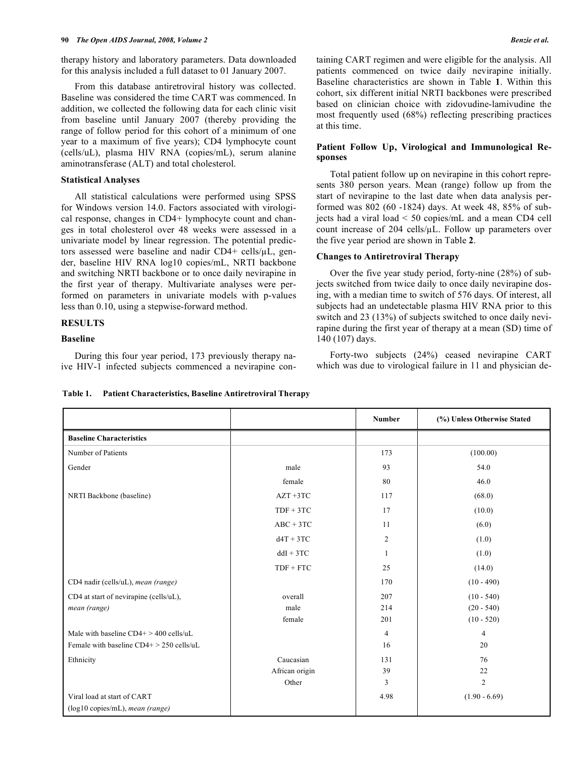therapy history and laboratory parameters. Data downloaded for this analysis included a full dataset to 01 January 2007.

From this database antiretroviral history was collected. Baseline was considered the time CART was commenced. In addition, we collected the following data for each clinic visit from baseline until January 2007 (thereby providing the range of follow period for this cohort of a minimum of one year to a maximum of five years); CD4 lymphocyte count (cells/uL), plasma HIV RNA (copies/mL), serum alanine aminotransferase (ALT) and total cholesterol.

### Statistical Analyses

All statistical calculations were performed using SPSS for Windows version 14.0. Factors associated with virological response, changes in CD4+ lymphocyte count and changes in total cholesterol over 48 weeks were assessed in a univariate model by linear regression. The potential predictors assessed were baseline and nadir CD4+ cells/µL, gender, baseline HIV RNA log10 copies/mL, NRTI backbone and switching NRTI backbone or to once daily nevirapine in the first year of therapy. Multivariate analyses were performed on parameters in univariate models with p-values less than 0.10, using a stepwise-forward method.

## RESULTS

### Baseline

During this four year period, 173 previously therapy naive HIV-1 infected subjects commenced a nevirapine containing CART regimen and were eligible for the analysis. All patients commenced on twice daily nevirapine initially. Baseline characteristics are shown in Table **1**. Within this cohort, six different initial NRTI backbones were prescribed based on clinician choice with zidovudine-lamivudine the most frequently used (68%) reflecting prescribing practices at this time.

### Patient Follow Up, Virological and Immunological Responses

Total patient follow up on nevirapine in this cohort represents 380 person years. Mean (range) follow up from the start of nevirapine to the last date when data analysis performed was 802 (60 -1824) days. At week 48, 85% of subjects had a viral load < 50 copies/mL and a mean CD4 cell count increase of 204 cells/µL. Follow up parameters over the five year period are shown in Table **2**.

### Changes to Antiretroviral Therapy

Over the five year study period, forty-nine (28%) of subjects switched from twice daily to once daily nevirapine dosing, with a median time to switch of 576 days. Of interest, all subjects had an undetectable plasma HIV RNA prior to this switch and 23 (13%) of subjects switched to once daily nevirapine during the first year of therapy at a mean (SD) time of 140 (107) days.

Forty-two subjects (24%) ceased nevirapine CART which was due to virological failure in 11 and physician de-

**Table 1. Patient Characteristics, Baseline Antiretroviral Therapy**

| | | Number | (%) Unless Otherwise Stated |
|---|---|---|---|
| **Baseline Characteristics** | | | |
| Number of Patients | | 173 | (100.00) |
| Gender | male | 93 | 54.0 |
| | female | 80 | 46.0 |
| NRTI Backbone (baseline) | AZT +3TC | 117 | (68.0) |
| | TDF + 3TC | 17 | (10.0) |
| | ABC + 3TC | 11 | (6.0) |
| | d4T + 3TC | 2 | (1.0) |
| | ddI + 3TC | 1 | (1.0) |
| | TDF + FTC | 25 | (14.0) |
| CD4 nadir (cells/uL), *mean (range)* | | 170 | (10 - 490) |
| CD4 at start of nevirapine (cells/uL), *mean (range)* | overall | 207 | (10 - 540) |
| | male | 214 | (20 - 540) |
| | female | 201 | (10 - 520) |
| Male with baseline CD4+ > 400 cells/uL | | 4 | 4 |
| Female with baseline CD4+ > 250 cells/uL | | 16 | 20 |
| Ethnicity | Caucasian | 131 | 76 |
| | African origin | 39 | 22 |
| | Other | 3 | 2 |
| Viral load at start of CART (log10 copies/mL), *mean (range)* | | 4.98 | (1.90 - 6.69) |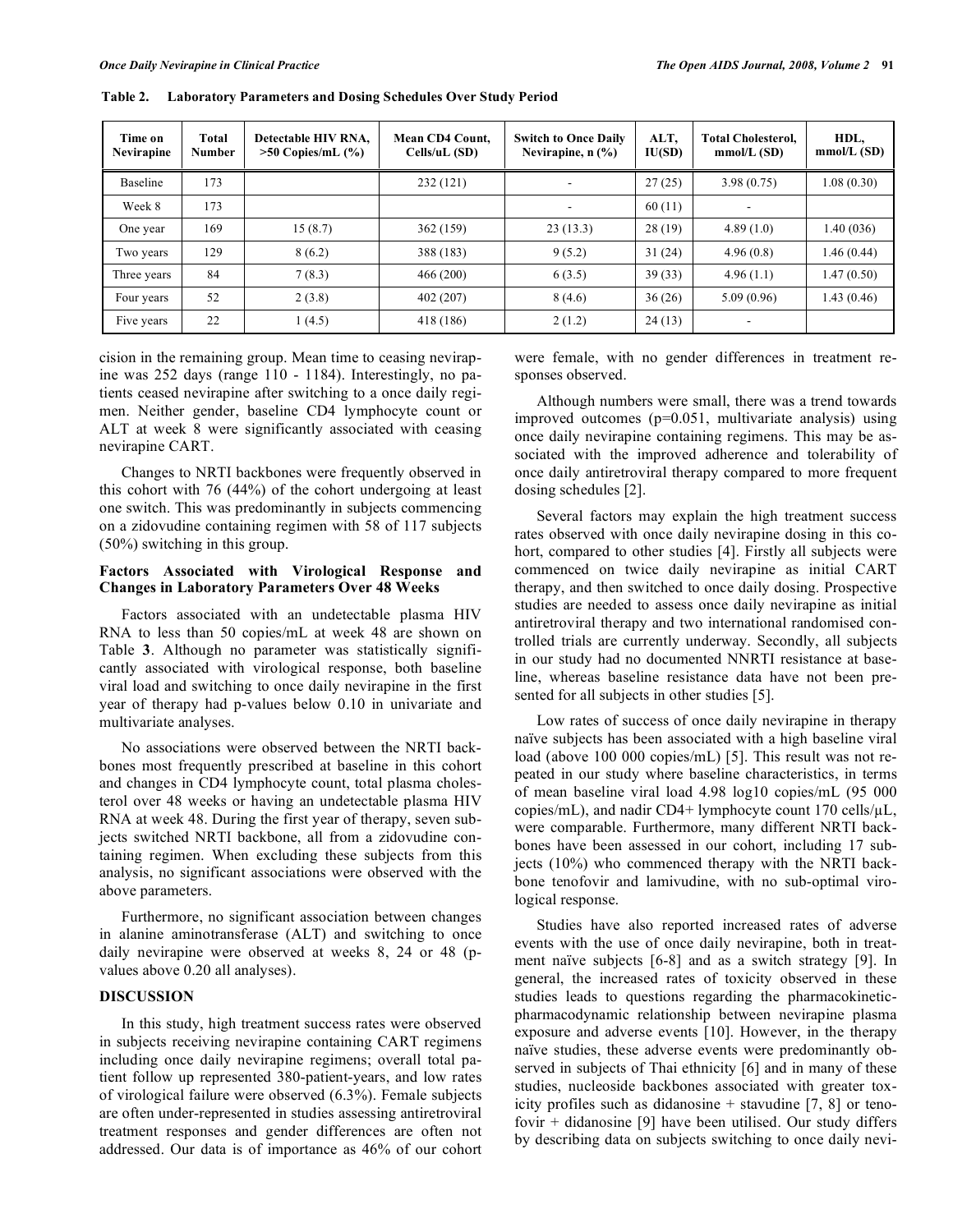**Table 2. Laboratory Parameters and Dosing Schedules Over Study Period**

| Time on Nevirapine | Total Number | Detectable HIV RNA, >50 Copies/mL (%) | Mean CD4 Count, Cells/uL (SD) | Switch to Once Daily Nevirapine, n (%) | ALT, IU(SD) | Total Cholesterol, mmol/L (SD) | HDL, mmol/L (SD) |
|---|---|---|---|---|---|---|---|
| Baseline | 173 | | 232 (121) | - | 27 (25) | 3.98 (0.75) | 1.08 (0.30) |
| Week 8 | 173 | | | - | 60 (11) | - | |
| One year | 169 | 15 (8.7) | 362 (159) | 23 (13.3) | 28 (19) | 4.89 (1.0) | 1.40 (036) |
| Two years | 129 | 8 (6.2) | 388 (183) | 9 (5.2) | 31 (24) | 4.96 (0.8) | 1.46 (0.44) |
| Three years | 84 | 7 (8.3) | 466 (200) | 6 (3.5) | 39 (33) | 4.96 (1.1) | 1.47 (0.50) |
| Four years | 52 | 2 (3.8) | 402 (207) | 8 (4.6) | 36 (26) | 5.09 (0.96) | 1.43 (0.46) |
| Five years | 22 | 1 (4.5) | 418 (186) | 2 (1.2) | 24 (13) | - | |

cision in the remaining group. Mean time to ceasing nevirapine was 252 days (range 110 - 1184). Interestingly, no patients ceased nevirapine after switching to a once daily regimen. Neither gender, baseline CD4 lymphocyte count or ALT at week 8 were significantly associated with ceasing nevirapine CART.

Changes to NRTI backbones were frequently observed in this cohort with 76 (44%) of the cohort undergoing at least one switch. This was predominantly in subjects commencing on a zidovudine containing regimen with 58 of 117 subjects (50%) switching in this group.

### Factors Associated with Virological Response and Changes in Laboratory Parameters Over 48 Weeks

Factors associated with an undetectable plasma HIV RNA to less than 50 copies/mL at week 48 are shown on Table **3**. Although no parameter was statistically significantly associated with virological response, both baseline viral load and switching to once daily nevirapine in the first year of therapy had p-values below 0.10 in univariate and multivariate analyses.

No associations were observed between the NRTI backbones most frequently prescribed at baseline in this cohort and changes in CD4 lymphocyte count, total plasma cholesterol over 48 weeks or having an undetectable plasma HIV RNA at week 48. During the first year of therapy, seven subjects switched NRTI backbone, all from a zidovudine containing regimen. When excluding these subjects from this analysis, no significant associations were observed with the above parameters.

Furthermore, no significant association between changes in alanine aminotransferase (ALT) and switching to once daily nevirapine were observed at weeks 8, 24 or 48 (p-values above 0.20 all analyses).

## DISCUSSION

In this study, high treatment success rates were observed in subjects receiving nevirapine containing CART regimens including once daily nevirapine regimens; overall total patient follow up represented 380-patient-years, and low rates of virological failure were observed (6.3%). Female subjects are often under-represented in studies assessing antiretroviral treatment responses and gender differences are often not addressed. Our data is of importance as 46% of our cohort were female, with no gender differences in treatment responses observed.

Although numbers were small, there was a trend towards improved outcomes ($p=0.051$, multivariate analysis) using once daily nevirapine containing regimens. This may be associated with the improved adherence and tolerability of once daily antiretroviral therapy compared to more frequent dosing schedules [2].

Several factors may explain the high treatment success rates observed with once daily nevirapine dosing in this cohort, compared to other studies [4]. Firstly all subjects were commenced on twice daily nevirapine as initial CART therapy, and then switched to once daily dosing. Prospective studies are needed to assess once daily nevirapine as initial antiretroviral therapy and two international randomised controlled trials are currently underway. Secondly, all subjects in our study had no documented NNRTI resistance at baseline, whereas baseline resistance data have not been presented for all subjects in other studies [5].

Low rates of success of once daily nevirapine in therapy naïve subjects has been associated with a high baseline viral load (above 100 000 copies/mL) [5]. This result was not repeated in our study where baseline characteristics, in terms of mean baseline viral load 4.98 log10 copies/mL (95 000 copies/mL), and nadir CD4+ lymphocyte count 170 cells/μL, were comparable. Furthermore, many different NRTI backbones have been assessed in our cohort, including 17 subjects (10%) who commenced therapy with the NRTI backbone tenofovir and lamivudine, with no sub-optimal virological response.

Studies have also reported increased rates of adverse events with the use of once daily nevirapine, both in treatment naïve subjects [6-8] and as a switch strategy [9]. In general, the increased rates of toxicity observed in these studies leads to questions regarding the pharmacokinetic-pharmacodynamic relationship between nevirapine plasma exposure and adverse events [10]. However, in the therapy naïve studies, these adverse events were predominantly observed in subjects of Thai ethnicity [6] and in many of these studies, nucleoside backbones associated with greater toxicity profiles such as didanosine + stavudine [7, 8] or tenofovir + didanosine [9] have been utilised. Our study differs by describing data on subjects switching to once daily nevi-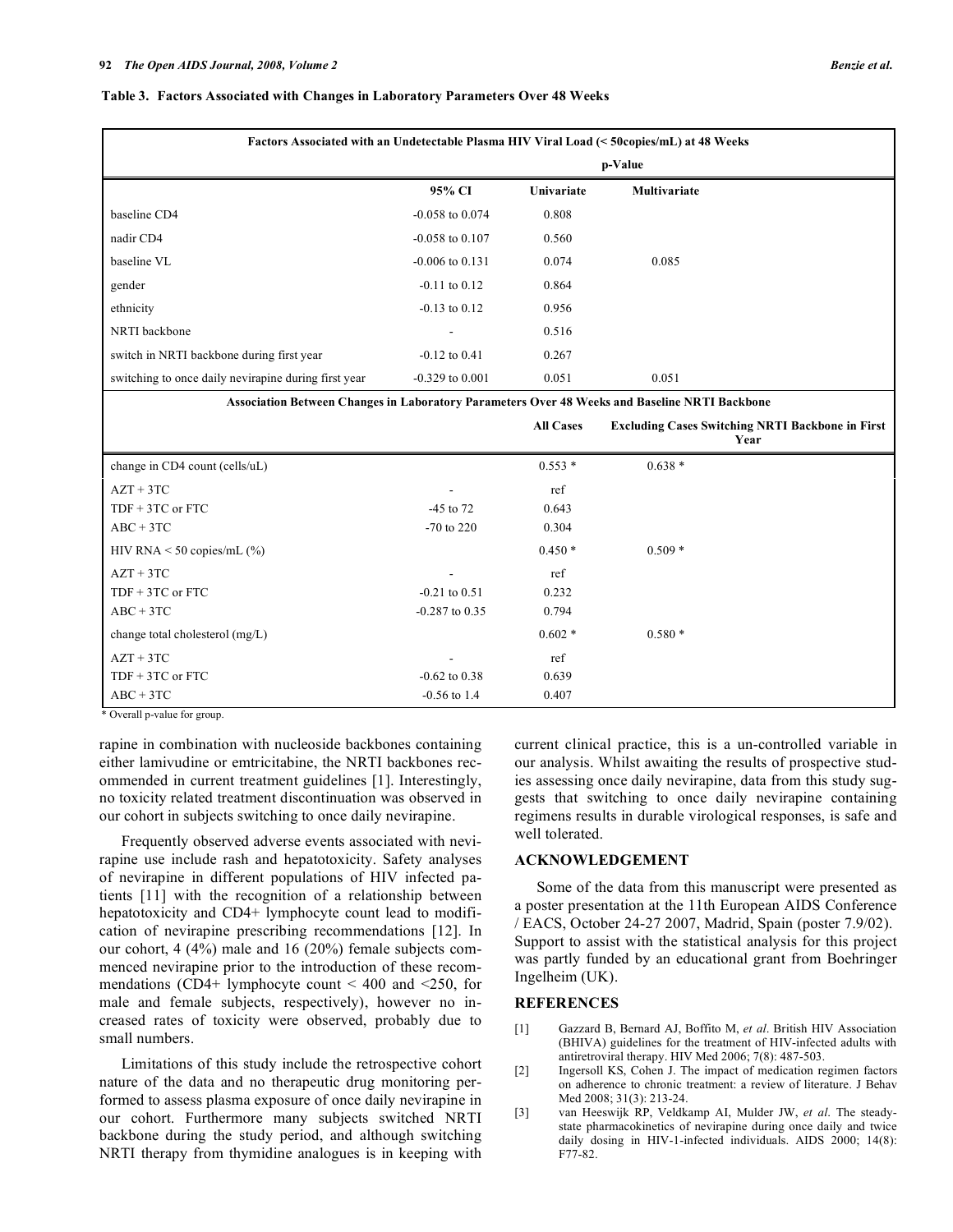**Table 3. Factors Associated with Changes in Laboratory Parameters Over 48 Weeks**

| Factors Associated with an Undetectable Plasma HIV Viral Load (< 50copies/mL) at 48 Weeks | | | |
|---|---|---|---|
| | | p-Value | |
| | 95% CI | Univariate | Multivariate |
| baseline CD4 | -0.058 to 0.074 | 0.808 | |
| nadir CD4 | -0.058 to 0.107 | 0.560 | |
| baseline VL | -0.006 to 0.131 | 0.074 | 0.085 |
| gender | -0.11 to 0.12 | 0.864 | |
| ethnicity | -0.13 to 0.12 | 0.956 | |
| NRTI backbone | - | 0.516 | |
| switch in NRTI backbone during first year | -0.12 to 0.41 | 0.267 | |
| switching to once daily nevirapine during first year | -0.329 to 0.001 | 0.051 | 0.051 |
| **Association Between Changes in Laboratory Parameters Over 48 Weeks and Baseline NRTI Backbone** | | | |
| | | All Cases | Excluding Cases Switching NRTI Backbone in First Year |
| change in CD4 count (cells/uL) | | 0.553 * | 0.638 * |
| AZT + 3TC | - | ref | |
| TDF + 3TC or FTC | -45 to 72 | 0.643 | |
| ABC + 3TC | -70 to 220 | 0.304 | |
| HIV RNA < 50 copies/mL (%) | | 0.450 * | 0.509 * |
| AZT + 3TC | - | ref | |
| TDF + 3TC or FTC | -0.21 to 0.51 | 0.232 | |
| ABC + 3TC | -0.287 to 0.35 | 0.794 | |
| change total cholesterol (mg/L) | | 0.602 * | 0.580 * |
| AZT + 3TC | - | ref | |
| TDF + 3TC or FTC | -0.62 to 0.38 | 0.639 | |
| ABC + 3TC | -0.56 to 1.4 | 0.407 | |

\* Overall p-value for group.

rapine in combination with nucleoside backbones containing either lamivudine or emtricitabine, the NRTI backbones recommended in current treatment guidelines [1]. Interestingly, no toxicity related treatment discontinuation was observed in our cohort in subjects switching to once daily nevirapine.

Frequently observed adverse events associated with nevirapine use include rash and hepatotoxicity. Safety analyses of nevirapine in different populations of HIV infected patients [11] with the recognition of a relationship between hepatotoxicity and CD4+ lymphocyte count lead to modification of nevirapine prescribing recommendations [12]. In our cohort, 4 (4%) male and 16 (20%) female subjects commenced nevirapine prior to the introduction of these recommendations (CD4+ lymphocyte count < 400 and <250, for male and female subjects, respectively), however no increased rates of toxicity were observed, probably due to small numbers.

Limitations of this study include the retrospective cohort nature of the data and no therapeutic drug monitoring performed to assess plasma exposure of once daily nevirapine in our cohort. Furthermore many subjects switched NRTI backbone during the study period, and although switching NRTI therapy from thymidine analogues is in keeping with current clinical practice, this is a un-controlled variable in our analysis. Whilst awaiting the results of prospective studies assessing once daily nevirapine, data from this study suggests that switching to once daily nevirapine containing regimens results in durable virological responses, is safe and well tolerated.

## ACKNOWLEDGEMENT

Some of the data from this manuscript were presented as a poster presentation at the 11th European AIDS Conference / EACS, October 24-27 2007, Madrid, Spain (poster 7.9/02). Support to assist with the statistical analysis for this project was partly funded by an educational grant from Boehringer Ingelheim (UK).

## REFERENCES

[1] Gazzard B, Bernard AJ, Boffito M, *et al*. British HIV Association (BHIVA) guidelines for the treatment of HIV-infected adults with antiretroviral therapy. HIV Med 2006; 7(8): 487-503.

[2] Ingersoll KS, Cohen J. The impact of medication regimen factors on adherence to chronic treatment: a review of literature. J Behav Med 2008; 31(3): 213-24.

[3] van Heeswijk RP, Veldkamp AI, Mulder JW, *et al*. The steady-state pharmacokinetics of nevirapine during once daily and twice daily dosing in HIV-1-infected individuals. AIDS 2000; 14(8): F77-82.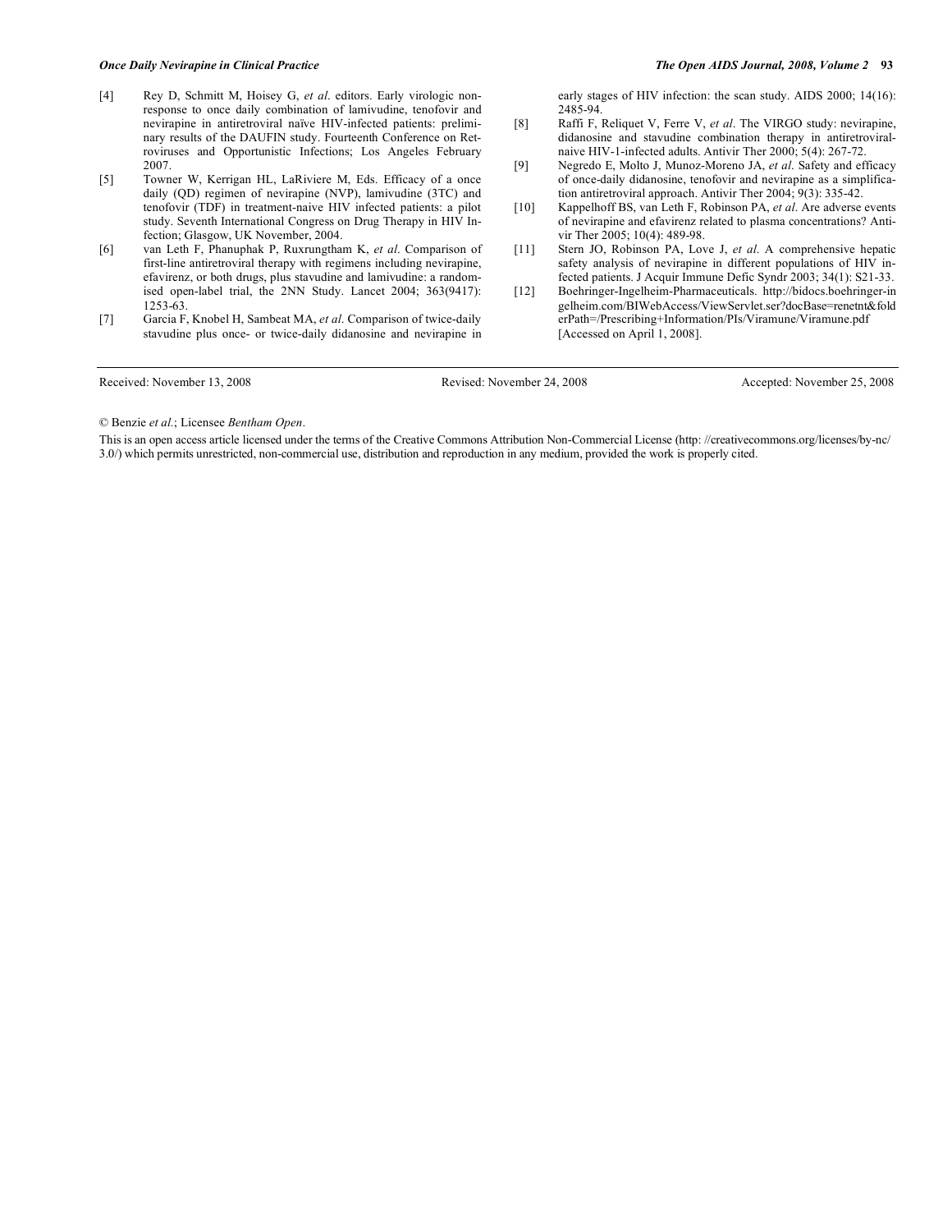[4] Rey D, Schmitt M, Hoisey G, *et al*. editors. Early virologic non-response to once daily combination of lamivudine, tenofovir and nevirapine in antiretroviral naïve HIV-infected patients: preliminary results of the DAUFIN study. Fourteenth Conference on Retroviruses and Opportunistic Infections; Los Angeles February 2007.

[5] Towner W, Kerrigan HL, LaRiviere M, Eds. Efficacy of a once daily (QD) regimen of nevirapine (NVP), lamivudine (3TC) and tenofovir (TDF) in treatment-naive HIV infected patients: a pilot study. Seventh International Congress on Drug Therapy in HIV Infection; Glasgow, UK November, 2004.

[6] van Leth F, Phanuphak P, Ruxrungtham K, *et al*. Comparison of first-line antiretroviral therapy with regimens including nevirapine, efavirenz, or both drugs, plus stavudine and lamivudine: a randomised open-label trial, the 2NN Study. Lancet 2004; 363(9417): 1253-63.

[7] Garcia F, Knobel H, Sambeat MA, *et al*. Comparison of twice-daily stavudine plus once- or twice-daily didanosine and nevirapine in early stages of HIV infection: the scan study. AIDS 2000; 14(16): 2485-94.

[8] Raffi F, Reliquet V, Ferre V, *et al*. The VIRGO study: nevirapine, didanosine and stavudine combination therapy in antiretroviral-naive HIV-1-infected adults. Antivir Ther 2000; 5(4): 267-72.

[9] Negredo E, Molto J, Munoz-Moreno JA, *et al*. Safety and efficacy of once-daily didanosine, tenofovir and nevirapine as a simplification antiretroviral approach. Antivir Ther 2004; 9(3): 335-42.

[10] Kappelhoff BS, van Leth F, Robinson PA, *et al*. Are adverse events of nevirapine and efavirenz related to plasma concentrations? Antivir Ther 2005; 10(4): 489-98.

[11] Stern JO, Robinson PA, Love J, *et al*. A comprehensive hepatic safety analysis of nevirapine in different populations of HIV infected patients. J Acquir Immune Defic Syndr 2003; 34(1): S21-33.

[12] Boehringer-Ingelheim-Pharmaceuticals. http://bidocs.boehringer-ingelheim.com/BIWebAccess/ViewServlet.ser?docBase=renetnt&folderPath=/Prescribing+Information/PIs/Viramune/Viramune.pdf [Accessed on April 1, 2008].

Received: November 13, 2008 Revised: November 24, 2008 Accepted: November 25, 2008

© Benzie *et al.*; Licensee *Bentham Open*.

This is an open access article licensed under the terms of the Creative Commons Attribution Non-Commercial License (http: //creativecommons.org/licenses/by-nc/3.0/) which permits unrestricted, non-commercial use, distribution and reproduction in any medium, provided the work is properly cited.